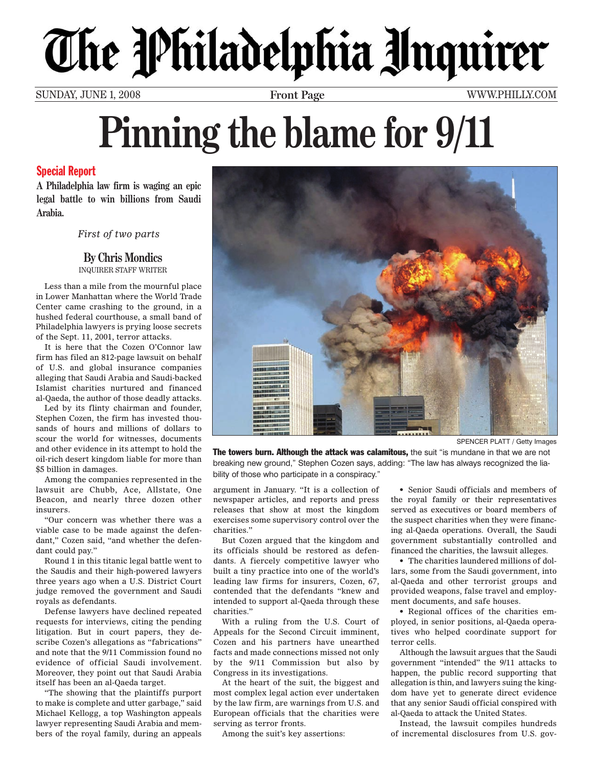# The Philadelphia Inquirer

SUNDAY, JUNE 1, 2008 — Front Page — WWW.PHILLY.COM

# Pinning the blame for 9/11

**Special Report**

**A Philadelphia law firm is waging an epic legal battle to win billions from Saudi Arabia.**

*First of two parts*

**By Chris Mondics**
INQUIRER STAFF WRITER

SPENCER PLATT / Getty Images

**The towers burn. Although the attack was calamitous,** the suit "is mundane in that we are not breaking new ground," Stephen Cozen says, adding: "The law has always recognized the liability of those who participate in a conspiracy."

Less than a mile from the mournful place in Lower Manhattan where the World Trade Center came crashing to the ground, in a hushed federal courthouse, a small band of Philadelphia lawyers is prying loose secrets of the Sept. 11, 2001, terror attacks.

It is here that the Cozen O'Connor law firm has filed an 812-page lawsuit on behalf of U.S. and global insurance companies alleging that Saudi Arabia and Saudi-backed Islamist charities nurtured and financed al-Qaeda, the author of those deadly attacks.

Led by its flinty chairman and founder, Stephen Cozen, the firm has invested thousands of hours and millions of dollars to scour the world for witnesses, documents and other evidence in its attempt to hold the oil-rich desert kingdom liable for more than $5 billion in damages.

Among the companies represented in the lawsuit are Chubb, Ace, Allstate, One Beacon, and nearly three dozen other insurers.

"Our concern was whether there was a viable case to be made against the defendant," Cozen said, "and whether the defendant could pay."

Round 1 in this titanic legal battle went to the Saudis and their high-powered lawyers three years ago when a U.S. District Court judge removed the government and Saudi royals as defendants.

Defense lawyers have declined repeated requests for interviews, citing the pending litigation. But in court papers, they describe Cozen's allegations as "fabrications" and note that the 9/11 Commission found no evidence of official Saudi involvement. Moreover, they point out that Saudi Arabia itself has been an al-Qaeda target.

"The showing that the plaintiffs purport to make is complete and utter garbage," said Michael Kellogg, a top Washington appeals lawyer representing Saudi Arabia and members of the royal family, during an appeals argument in January. "It is a collection of newspaper articles, and reports and press releases that show at most the kingdom exercises some supervisory control over the charities."

But Cozen argued that the kingdom and its officials should be restored as defendants. A fiercely competitive lawyer who built a tiny practice into one of the world's leading law firms for insurers, Cozen, 67, contended that the defendants "knew and intended to support al-Qaeda through these charities."

With a ruling from the U.S. Court of Appeals for the Second Circuit imminent, Cozen and his partners have unearthed facts and made connections missed not only by the 9/11 Commission but also by Congress in its investigations.

At the heart of the suit, the biggest and most complex legal action ever undertaken by the law firm, are warnings from U.S. and European officials that the charities were serving as terror fronts.

Among the suit's key assertions:

- Senior Saudi officials and members of the royal family or their representatives served as executives or board members of the suspect charities when they were financing al-Qaeda operations. Overall, the Saudi government substantially controlled and financed the charities, the lawsuit alleges.
- The charities laundered millions of dollars, some from the Saudi government, into al-Qaeda and other terrorist groups and provided weapons, false travel and employment documents, and safe houses.
- Regional offices of the charities employed, in senior positions, al-Qaeda operatives who helped coordinate support for terror cells.

Although the lawsuit argues that the Saudi government "intended" the 9/11 attacks to happen, the public record supporting that allegation is thin, and lawyers suing the kingdom have yet to generate direct evidence that any senior Saudi official conspired with al-Qaeda to attack the United States.

Instead, the lawsuit compiles hundreds of incremental disclosures from U.S. gov-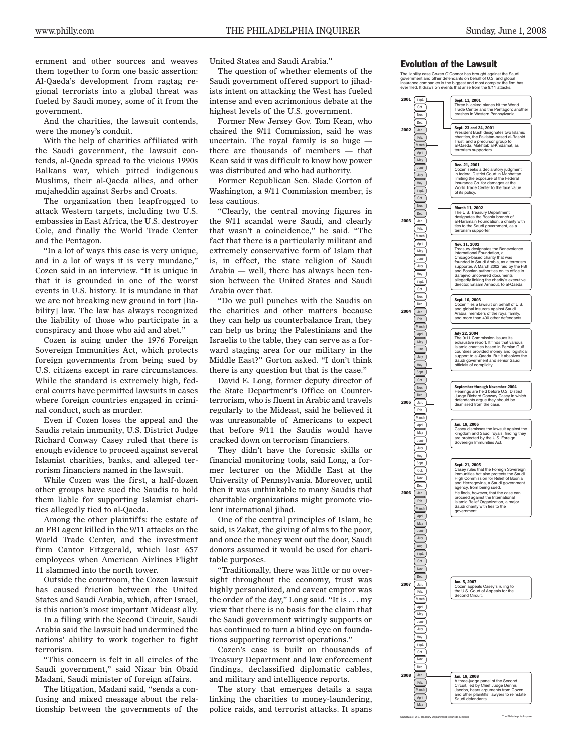ernment and other sources and weaves them together to form one basic assertion: Al-Qaeda's development from ragtag regional terrorists into a global threat was fueled by Saudi money, some of it from the government.

And the charities, the lawsuit contends, were the money's conduit.

With the help of charities affiliated with the Saudi government, the lawsuit contends, al-Qaeda spread to the vicious 1990s Balkans war, which pitted indigenous Muslims, their al-Qaeda allies, and other mujaheddin against Serbs and Croats.

The organization then leapfrogged to attack Western targets, including two U.S. embassies in East Africa, the U.S. destroyer Cole, and finally the World Trade Center and the Pentagon.

"In a lot of ways this case is very unique, and in a lot of ways it is very mundane," Cozen said in an interview. "It is unique in that it is grounded in one of the worst events in U.S. history. It is mundane in that we are not breaking new ground in tort [liability] law. The law has always recognized the liability of those who participate in a conspiracy and those who aid and abet."

Cozen is suing under the 1976 Foreign Sovereign Immunities Act, which protects foreign governments from being sued by U.S. citizens except in rare circumstances. While the standard is extremely high, federal courts have permitted lawsuits in cases where foreign countries engaged in criminal conduct, such as murder.

Even if Cozen loses the appeal and the Saudis retain immunity, U.S. District Judge Richard Conway Casey ruled that there is enough evidence to proceed against several Islamist charities, banks, and alleged terrorism financiers named in the lawsuit.

While Cozen was the first, a half-dozen other groups have sued the Saudis to hold them liable for supporting Islamist charities allegedly tied to al-Qaeda.

Among the other plaintiffs: the estate of an FBI agent killed in the 9/11 attacks on the World Trade Center, and the investment firm Cantor Fitzgerald, which lost 657 employees when American Airlines Flight 11 slammed into the north tower.

Outside the courtroom, the Cozen lawsuit has caused friction between the United States and Saudi Arabia, which, after Israel, is this nation's most important Mideast ally.

In a filing with the Second Circuit, Saudi Arabia said the lawsuit had undermined the nations' ability to work together to fight terrorism.

"This concern is felt in all circles of the Saudi government," said Nizar bin Obaid Madani, Saudi minister of foreign affairs.

The litigation, Madani said, "sends a confusing and mixed message about the relationship between the governments of the United States and Saudi Arabia."

The question of whether elements of the Saudi government offered support to jihadists intent on attacking the West has fueled intense and even acrimonious debate at the highest levels of the U.S. government.

Former New Jersey Gov. Tom Kean, who chaired the 9/11 Commission, said he was uncertain. The royal family is so huge — there are thousands of members — that Kean said it was difficult to know how power was distributed and who had authority.

Former Republican Sen. Slade Gorton of Washington, a 9/11 Commission member, is less cautious.

"Clearly, the central moving figures in the 9/11 scandal were Saudi, and clearly that wasn't a coincidence," he said. "The fact that there is a particularly militant and extremely conservative form of Islam that is, in effect, the state religion of Saudi Arabia — well, there has always been tension between the United States and Saudi Arabia over that.

"Do we pull punches with the Saudis on the charities and other matters because they can help us counterbalance Iran, they can help us bring the Palestinians and the Israelis to the table, they can serve as a forward staging area for our military in the Middle East?" Gorton asked. "I don't think there is any question but that is the case."

David E. Long, former deputy director of the State Department's Office on Counterterrorism, who is fluent in Arabic and travels regularly to the Mideast, said he believed it was unreasonable of Americans to expect that before 9/11 the Saudis would have cracked down on terrorism financiers.

They didn't have the forensic skills or financial monitoring tools, said Long, a former lecturer on the Middle East at the University of Pennsylvania. Moreover, until then it was unthinkable to many Saudis that charitable organizations might promote violent international jihad.

One of the central principles of Islam, he said, is Zakat, the giving of alms to the poor, and once the money went out the door, Saudi donors assumed it would be used for charitable purposes.

"Traditionally, there was little or no oversight throughout the economy, trust was highly personalized, and caveat emptor was the order of the day," Long said. "It is . . . my view that there is no basis for the claim that the Saudi government wittingly supports or has continued to turn a blind eye on foundations supporting terrorist operations."

Cozen's case is built on thousands of Treasury Department and law enforcement findings, declassified diplomatic cables, and military and intelligence reports.

The story that emerges details a saga linking the charities to money-laundering, police raids, and terrorist attacks. It spans

## Evolution of the Lawsuit

The liability case Cozen O'Connor has brought against the Saudi government and other defendants on behalf of U.S. and global insurance companies is the biggest and most complex the firm has ever filed. It draws on events that arise from the 9/11 attacks.

**Sept. 11, 2001**
Three hijacked planes hit the World Trade Center and the Pentagon; another crashes in Western Pennsylvania.

**Sept. 23 and 24, 2001**
President Bush designates two Islamic charities, the Pakistan-based al-Rashid Trust, and a precursor group to al-Qaeda, Makhtab al-Khidamat, as terrorism supporters.

**Dec. 21, 2001**
Cozen seeks a declaratory judgment in federal District Court in Manhattan limiting the exposure of the Federal Insurance Co. for damages at the World Trade Center to the face value of its policy.

**March 11, 2002**
The U.S. Treasury Department designates the Bosnia branch of al-Haramain Foundation, a charity with ties to the Saudi government, as a terrorism supporter.

**Nov. 11, 2002**
Treasury designates the Benevolence International Foundation, a Chicago-based charity that was founded in Saudi Arabia, as a terrorism supporter. A March 2002 raid by the FBI and Bosnian authorities on its office in Sarajevo uncovered documents allegedly linking the charity's executive director, Enaam Arnaout, to al-Qaeda.

**Sept. 10, 2003**
Cozen files a lawsuit on behalf of U.S. and global insurers against Saudi Arabia, members of the royal family, and more than 400 other defendants.

**July 22, 2004**
The 9/11 Commission issues its exhaustive report. It finds that various Islamic charities based in Persian Gulf countries provided money and logistical support to al-Qaeda. But it absolves the Saudi government and senior Saudi officials of complicity.

**September through November 2004**
Hearings are held before U.S. District Judge Richard Conway Casey in which defendants argue they should be dismissed from the case.

**Jan. 18, 2005**
Casey dismisses the lawsuit against the kingdom and Saudi royals, finding they are protected by the U.S. Foreign Sovereign Immunities Act.

**Sept. 21, 2005**
Casey rules that the Foreign Sovereign Immunities Act also protects the Saudi High Commission for Relief of Bosnia and Herzegovina, a Saudi government agency, from being sued.
He finds, however, that the case can proceed against the International Islamic Relief Organization, a major Saudi charity with ties to the government.

**Jan. 5, 2007**
Cozen appeals Casey's ruling to the U.S. Court of Appeals for the Second Circuit.

**Jan. 18, 2008**
A three-judge panel of the Second Circuit, led by Chief Judge Dennis Jacobs, hears arguments from Cozen and other plaintiffs' lawyers to reinstate Saudi defendants.

SOURCES: U.S. Treasury Department; court documents

The Philadelphia Inquirer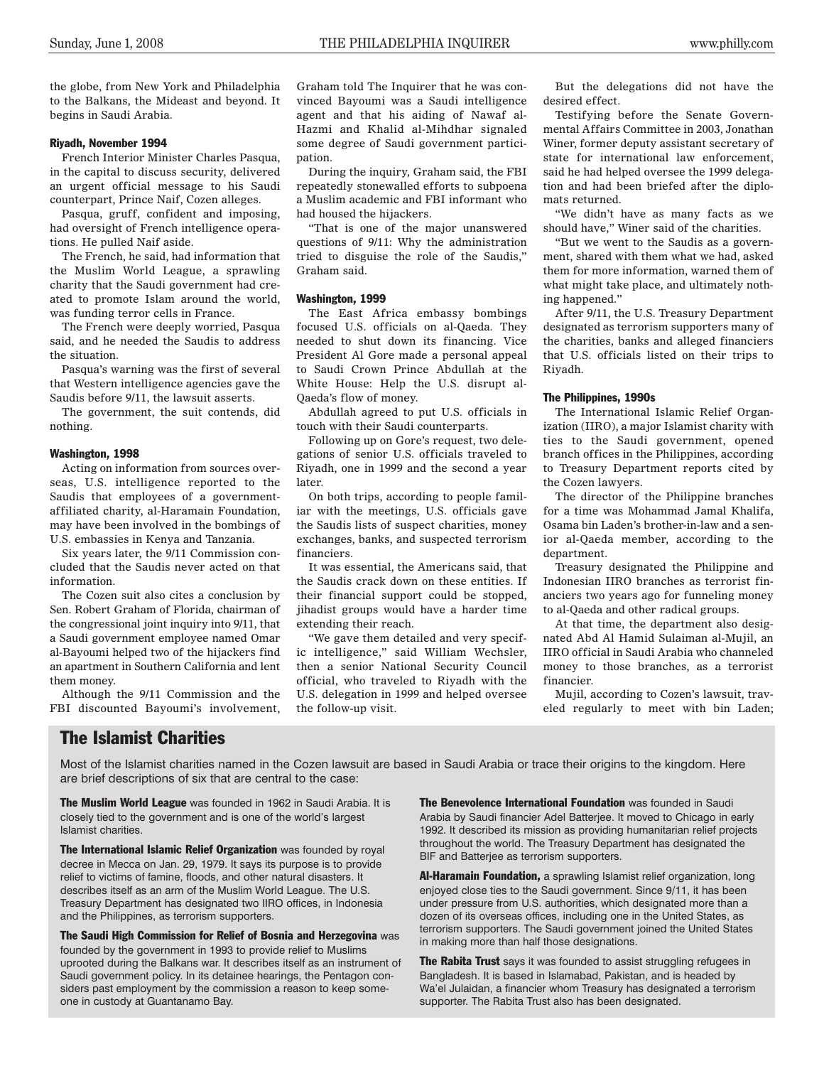the globe, from New York and Philadelphia to the Balkans, the Mideast and beyond. It begins in Saudi Arabia.

#### Riyadh, November 1994

French Interior Minister Charles Pasqua, in the capital to discuss security, delivered an urgent official message to his Saudi counterpart, Prince Naif, Cozen alleges.

Pasqua, gruff, confident and imposing, had oversight of French intelligence operations. He pulled Naif aside.

The French, he said, had information that the Muslim World League, a sprawling charity that the Saudi government had created to promote Islam around the world, was funding terror cells in France.

The French were deeply worried, Pasqua said, and he needed the Saudis to address the situation.

Pasqua's warning was the first of several that Western intelligence agencies gave the Saudis before 9/11, the lawsuit asserts.

The government, the suit contends, did nothing.

#### Washington, 1998

Acting on information from sources overseas, U.S. intelligence reported to the Saudis that employees of a government-affiliated charity, al-Haramain Foundation, may have been involved in the bombings of U.S. embassies in Kenya and Tanzania.

Six years later, the 9/11 Commission concluded that the Saudis never acted on that information.

The Cozen suit also cites a conclusion by Sen. Robert Graham of Florida, chairman of the congressional joint inquiry into 9/11, that a Saudi government employee named Omar al-Bayoumi helped two of the hijackers find an apartment in Southern California and lent them money.

Although the 9/11 Commission and the FBI discounted Bayoumi's involvement, Graham told The Inquirer that he was convinced Bayoumi was a Saudi intelligence agent and that his aiding of Nawaf al-Hazmi and Khalid al-Mihdhar signaled some degree of Saudi government participation.

During the inquiry, Graham said, the FBI repeatedly stonewalled efforts to subpoena a Muslim academic and FBI informant who had housed the hijackers.

"That is one of the major unanswered questions of 9/11: Why the administration tried to disguise the role of the Saudis," Graham said.

#### Washington, 1999

The East Africa embassy bombings focused U.S. officials on al-Qaeda. They needed to shut down its financing. Vice President Al Gore made a personal appeal to Saudi Crown Prince Abdullah at the White House: Help the U.S. disrupt al-Qaeda's flow of money.

Abdullah agreed to put U.S. officials in touch with their Saudi counterparts.

Following up on Gore's request, two delegations of senior U.S. officials traveled to Riyadh, one in 1999 and the second a year later.

On both trips, according to people familiar with the meetings, U.S. officials gave the Saudis lists of suspect charities, money exchanges, banks, and suspected terrorism financiers.

It was essential, the Americans said, that the Saudis crack down on these entities. If their financial support could be stopped, jihadist groups would have a harder time extending their reach.

"We gave them detailed and very specific intelligence," said William Wechsler, then a senior National Security Council official, who traveled to Riyadh with the U.S. delegation in 1999 and helped oversee the follow-up visit.

But the delegations did not have the desired effect.

Testifying before the Senate Governmental Affairs Committee in 2003, Jonathan Winer, former deputy assistant secretary of state for international law enforcement, said he had helped oversee the 1999 delegation and had been briefed after the diplomats returned.

"We didn't have as many facts as we should have," Winer said of the charities.

"But we went to the Saudis as a government, shared with them what we had, asked them for more information, warned them of what might take place, and ultimately nothing happened."

After 9/11, the U.S. Treasury Department designated as terrorism supporters many of the charities, banks and alleged financiers that U.S. officials listed on their trips to Riyadh.

#### The Philippines, 1990s

The International Islamic Relief Organization (IIRO), a major Islamist charity with ties to the Saudi government, opened branch offices in the Philippines, according to Treasury Department reports cited by the Cozen lawyers.

The director of the Philippine branches for a time was Mohammad Jamal Khalifa, Osama bin Laden's brother-in-law and a senior al-Qaeda member, according to the department.

Treasury designated the Philippine and Indonesian IIRO branches as terrorist financiers two years ago for funneling money to al-Qaeda and other radical groups.

At that time, the department also designated Abd Al Hamid Sulaiman al-Mujil, an IIRO official in Saudi Arabia who channeled money to those branches, as a terrorist financier.

Mujil, according to Cozen's lawsuit, traveled regularly to meet with bin Laden;

## The Islamist Charities

Most of the Islamist charities named in the Cozen lawsuit are based in Saudi Arabia or trace their origins to the kingdom. Here are brief descriptions of six that are central to the case:

**The Muslim World League** was founded in 1962 in Saudi Arabia. It is closely tied to the government and is one of the world's largest Islamist charities.

**The International Islamic Relief Organization** was founded by royal decree in Mecca on Jan. 29, 1979. It says its purpose is to provide relief to victims of famine, floods, and other natural disasters. It describes itself as an arm of the Muslim World League. The U.S. Treasury Department has designated two IIRO offices, in Indonesia and the Philippines, as terrorism supporters.

**The Saudi High Commission for Relief of Bosnia and Herzegovina** was founded by the government in 1993 to provide relief to Muslims uprooted during the Balkans war. It describes itself as an instrument of Saudi government policy. In its detainee hearings, the Pentagon considers past employment by the commission a reason to keep someone in custody at Guantanamo Bay.

**The Benevolence International Foundation** was founded in Saudi Arabia by Saudi financier Adel Batterjee. It moved to Chicago in early 1992. It described its mission as providing humanitarian relief projects throughout the world. The Treasury Department has designated the BIF and Batterjee as terrorism supporters.

**Al-Haramain Foundation,** a sprawling Islamist relief organization, long enjoyed close ties to the Saudi government. Since 9/11, it has been under pressure from U.S. authorities, which designated more than a dozen of its overseas offices, including one in the United States, as terrorism supporters. The Saudi government joined the United States in making more than half those designations.

**The Rabita Trust** says it was founded to assist struggling refugees in Bangladesh. It is based in Islamabad, Pakistan, and is headed by Wa'el Julaidan, a financier whom Treasury has designated a terrorism supporter. The Rabita Trust also has been designated.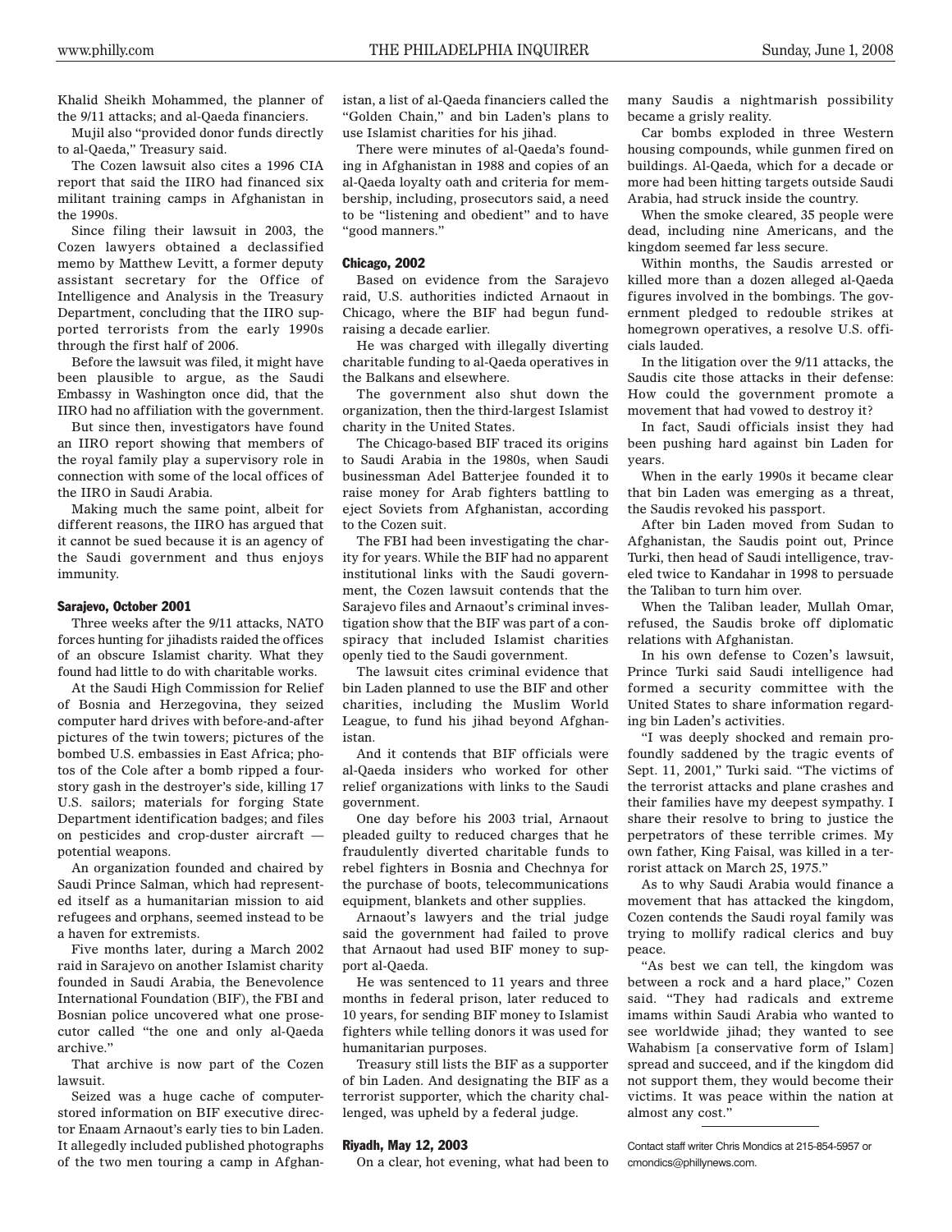Khalid Sheikh Mohammed, the planner of the 9/11 attacks; and al-Qaeda financiers.

Mujil also "provided donor funds directly to al-Qaeda," Treasury said.

The Cozen lawsuit also cites a 1996 CIA report that said the IIRO had financed six militant training camps in Afghanistan in the 1990s.

Since filing their lawsuit in 2003, the Cozen lawyers obtained a declassified memo by Matthew Levitt, a former deputy assistant secretary for the Office of Intelligence and Analysis in the Treasury Department, concluding that the IIRO supported terrorists from the early 1990s through the first half of 2006.

Before the lawsuit was filed, it might have been plausible to argue, as the Saudi Embassy in Washington once did, that the IIRO had no affiliation with the government.

But since then, investigators have found an IIRO report showing that members of the royal family play a supervisory role in connection with some of the local offices of the IIRO in Saudi Arabia.

Making much the same point, albeit for different reasons, the IIRO has argued that it cannot be sued because it is an agency of the Saudi government and thus enjoys immunity.

### Sarajevo, October 2001

Three weeks after the 9/11 attacks, NATO forces hunting for jihadists raided the offices of an obscure Islamist charity. What they found had little to do with charitable works.

At the Saudi High Commission for Relief of Bosnia and Herzegovina, they seized computer hard drives with before-and-after pictures of the twin towers; pictures of the bombed U.S. embassies in East Africa; photos of the Cole after a bomb ripped a four-story gash in the destroyer's side, killing 17 U.S. sailors; materials for forging State Department identification badges; and files on pesticides and crop-duster aircraft — potential weapons.

An organization founded and chaired by Saudi Prince Salman, which had represented itself as a humanitarian mission to aid refugees and orphans, seemed instead to be a haven for extremists.

Five months later, during a March 2002 raid in Sarajevo on another Islamist charity founded in Saudi Arabia, the Benevolence International Foundation (BIF), the FBI and Bosnian police uncovered what one prosecutor called "the one and only al-Qaeda archive."

That archive is now part of the Cozen lawsuit.

Seized was a huge cache of computer-stored information on BIF executive director Enaam Arnaout's early ties to bin Laden. It allegedly included published photographs of the two men touring a camp in Afghanistan, a list of al-Qaeda financiers called the "Golden Chain," and bin Laden's plans to use Islamist charities for his jihad.

There were minutes of al-Qaeda's founding in Afghanistan in 1988 and copies of an al-Qaeda loyalty oath and criteria for membership, including, prosecutors said, a need to be "listening and obedient" and to have "good manners."

### Chicago, 2002

Based on evidence from the Sarajevo raid, U.S. authorities indicted Arnaout in Chicago, where the BIF had begun fundraising a decade earlier.

He was charged with illegally diverting charitable funding to al-Qaeda operatives in the Balkans and elsewhere.

The government also shut down the organization, then the third-largest Islamist charity in the United States.

The Chicago-based BIF traced its origins to Saudi Arabia in the 1980s, when Saudi businessman Adel Batterjee founded it to raise money for Arab fighters battling to eject Soviets from Afghanistan, according to the Cozen suit.

The FBI had been investigating the charity for years. While the BIF had no apparent institutional links with the Saudi government, the Cozen lawsuit contends that the Sarajevo files and Arnaout's criminal investigation show that the BIF was part of a conspiracy that included Islamist charities openly tied to the Saudi government.

The lawsuit cites criminal evidence that bin Laden planned to use the BIF and other charities, including the Muslim World League, to fund his jihad beyond Afghanistan.

And it contends that BIF officials were al-Qaeda insiders who worked for other relief organizations with links to the Saudi government.

One day before his 2003 trial, Arnaout pleaded guilty to reduced charges that he fraudulently diverted charitable funds to rebel fighters in Bosnia and Chechnya for the purchase of boots, telecommunications equipment, blankets and other supplies.

Arnaout's lawyers and the trial judge said the government had failed to prove that Arnaout had used BIF money to support al-Qaeda.

He was sentenced to 11 years and three months in federal prison, later reduced to 10 years, for sending BIF money to Islamist fighters while telling donors it was used for humanitarian purposes.

Treasury still lists the BIF as a supporter of bin Laden. And designating the BIF as a terrorist supporter, which the charity challenged, was upheld by a federal judge.

### Riyadh, May 12, 2003

On a clear, hot evening, what had been to many Saudis a nightmarish possibility became a grisly reality.

Car bombs exploded in three Western housing compounds, while gunmen fired on buildings. Al-Qaeda, which for a decade or more had been hitting targets outside Saudi Arabia, had struck inside the country.

When the smoke cleared, 35 people were dead, including nine Americans, and the kingdom seemed far less secure.

Within months, the Saudis arrested or killed more than a dozen alleged al-Qaeda figures involved in the bombings. The government pledged to redouble strikes at homegrown operatives, a resolve U.S. officials lauded.

In the litigation over the 9/11 attacks, the Saudis cite those attacks in their defense: How could the government promote a movement that had vowed to destroy it?

In fact, Saudi officials insist they had been pushing hard against bin Laden for years.

When in the early 1990s it became clear that bin Laden was emerging as a threat, the Saudis revoked his passport.

After bin Laden moved from Sudan to Afghanistan, the Saudis point out, Prince Turki, then head of Saudi intelligence, traveled twice to Kandahar in 1998 to persuade the Taliban to turn him over.

When the Taliban leader, Mullah Omar, refused, the Saudis broke off diplomatic relations with Afghanistan.

In his own defense to Cozen's lawsuit, Prince Turki said Saudi intelligence had formed a security committee with the United States to share information regarding bin Laden's activities.

"I was deeply shocked and remain profoundly saddened by the tragic events of Sept. 11, 2001," Turki said. "The victims of the terrorist attacks and plane crashes and their families have my deepest sympathy. I share their resolve to bring to justice the perpetrators of these terrible crimes. My own father, King Faisal, was killed in a terrorist attack on March 25, 1975."

As to why Saudi Arabia would finance a movement that has attacked the kingdom, Cozen contends the Saudi royal family was trying to mollify radical clerics and buy peace.

"As best we can tell, the kingdom was between a rock and a hard place," Cozen said. "They had radicals and extreme imams within Saudi Arabia who wanted to see worldwide jihad; they wanted to see Wahabism [a conservative form of Islam] spread and succeed, and if the kingdom did not support them, they would become their victims. It was peace within the nation at almost any cost."

---

Contact staff writer Chris Mondics at 215-854-5957 or cmondics@phillynews.com.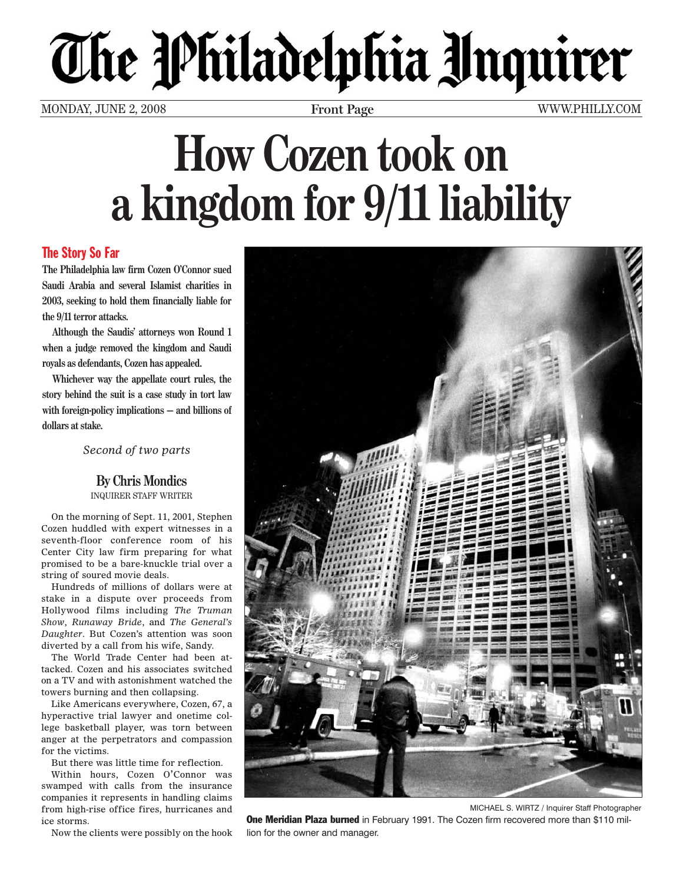# The Philadelphia Inquirer

MONDAY, JUNE 2, 2008 | Front Page | WWW.PHILLY.COM

# How Cozen took on a kingdom for 9/11 liability

## The Story So Far

**The Philadelphia law firm Cozen O'Connor sued Saudi Arabia and several Islamist charities in 2003, seeking to hold them financially liable for the 9/11 terror attacks.**

**Although the Saudis' attorneys won Round 1 when a judge removed the kingdom and Saudi royals as defendants, Cozen has appealed.**

**Whichever way the appellate court rules, the story behind the suit is a case study in tort law with foreign-policy implications — and billions of dollars at stake.**

*Second of two parts*

**By Chris Mondics**
INQUIRER STAFF WRITER

On the morning of Sept. 11, 2001, Stephen Cozen huddled with expert witnesses in a seventh-floor conference room of his Center City law firm preparing for what promised to be a bare-knuckle trial over a string of soured movie deals.

Hundreds of millions of dollars were at stake in a dispute over proceeds from Hollywood films including *The Truman Show*, *Runaway Bride*, and *The General's Daughter*. But Cozen's attention was soon diverted by a call from his wife, Sandy.

The World Trade Center had been attacked. Cozen and his associates switched on a TV and with astonishment watched the towers burning and then collapsing.

Like Americans everywhere, Cozen, 67, a hyperactive trial lawyer and onetime college basketball player, was torn between anger at the perpetrators and compassion for the victims.

But there was little time for reflection.

Within hours, Cozen O'Connor was swamped with calls from the insurance companies it represents in handling claims from high-rise office fires, hurricanes and ice storms.

Now the clients were possibly on the hook

MICHAEL S. WIRTZ / Inquirer Staff Photographer

**One Meridian Plaza burned** in February 1991. The Cozen firm recovered more than $110 million for the owner and manager.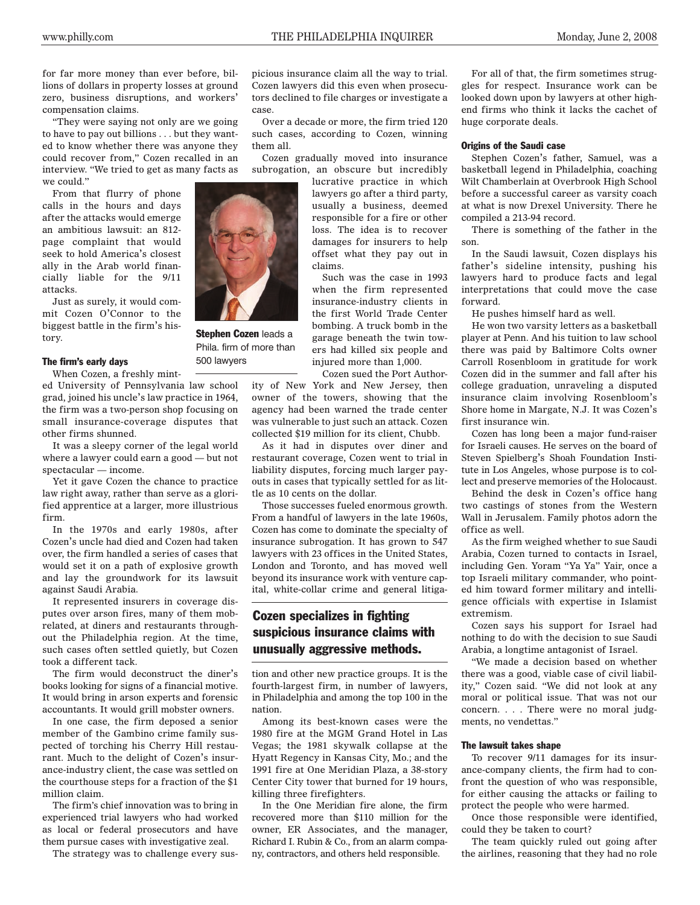for far more money than ever before, billions of dollars in property losses at ground zero, business disruptions, and workers' compensation claims.

"They were saying not only are we going to have to pay out billions . . . but they wanted to know whether there was anyone they could recover from," Cozen recalled in an interview. "We tried to get as many facts as we could."

From that flurry of phone calls in the hours and days after the attacks would emerge an ambitious lawsuit: an 812-page complaint that would seek to hold America's closest ally in the Arab world financially liable for the 9/11 attacks.

Just as surely, it would commit Cozen O'Connor to the biggest battle in the firm's history.

**Stephen Cozen** leads a Phila. firm of more than 500 lawyers

### The firm's early days

When Cozen, a freshly minted University of Pennsylvania law school grad, joined his uncle's law practice in 1964, the firm was a two-person shop focusing on small insurance-coverage disputes that other firms shunned.

It was a sleepy corner of the legal world where a lawyer could earn a good — but not spectacular — income.

Yet it gave Cozen the chance to practice law right away, rather than serve as a glorified apprentice at a larger, more illustrious firm.

In the 1970s and early 1980s, after Cozen's uncle had died and Cozen had taken over, the firm handled a series of cases that would set it on a path of explosive growth and lay the groundwork for its lawsuit against Saudi Arabia.

It represented insurers in coverage disputes over arson fires, many of them mob-related, at diners and restaurants throughout the Philadelphia region. At the time, such cases often settled quietly, but Cozen took a different tack.

The firm would deconstruct the diner's books looking for signs of a financial motive. It would bring in arson experts and forensic accountants. It would grill mobster owners.

In one case, the firm deposed a senior member of the Gambino crime family suspected of torching his Cherry Hill restaurant. Much to the delight of Cozen's insurance-industry client, the case was settled on the courthouse steps for a fraction of the $1 million claim.

The firm's chief innovation was to bring in experienced trial lawyers who had worked as local or federal prosecutors and have them pursue cases with investigative zeal.

The strategy was to challenge every suspicious insurance claim all the way to trial. Cozen lawyers did this even when prosecutors declined to file charges or investigate a case.

Over a decade or more, the firm tried 120 such cases, according to Cozen, winning them all.

Cozen gradually moved into insurance subrogation, an obscure but incredibly lucrative practice in which lawyers go after a third party, usually a business, deemed responsible for a fire or other loss. The idea is to recover damages for insurers to help offset what they pay out in claims.

Such was the case in 1993 when the firm represented insurance-industry clients in the first World Trade Center bombing. A truck bomb in the garage beneath the twin towers had killed six people and injured more than 1,000.

Cozen sued the Port Authority of New York and New Jersey, then owner of the towers, showing that the agency had been warned the trade center was vulnerable to just such an attack. Cozen collected $19 million for its client, Chubb.

As it had in disputes over diner and restaurant coverage, Cozen went to trial in liability disputes, forcing much larger payouts in cases that typically settled for as little as 10 cents on the dollar.

Those successes fueled enormous growth. From a handful of lawyers in the late 1960s, Cozen has come to dominate the specialty of insurance subrogation. It has grown to 547 lawyers with 23 offices in the United States, London and Toronto, and has moved well beyond its insurance work with venture capital, white-collar crime and general litigation and other new practice groups. It is the fourth-largest firm, in number of lawyers, in Philadelphia and among the top 100 in the nation.

**Cozen specializes in fighting suspicious insurance claims with unusually aggressive methods.**

Among its best-known cases were the 1980 fire at the MGM Grand Hotel in Las Vegas; the 1981 skywalk collapse at the Hyatt Regency in Kansas City, Mo.; and the 1991 fire at One Meridian Plaza, a 38-story Center City tower that burned for 19 hours, killing three firefighters.

In the One Meridian fire alone, the firm recovered more than $110 million for the owner, ER Associates, and the manager, Richard I. Rubin & Co., from an alarm company, contractors, and others held responsible.

For all of that, the firm sometimes struggles for respect. Insurance work can be looked down upon by lawyers at other high-end firms who think it lacks the cachet of huge corporate deals.

### Origins of the Saudi case

Stephen Cozen's father, Samuel, was a basketball legend in Philadelphia, coaching Wilt Chamberlain at Overbrook High School before a successful career as varsity coach at what is now Drexel University. There he compiled a 213-94 record.

There is something of the father in the son.

In the Saudi lawsuit, Cozen displays his father's sideline intensity, pushing his lawyers hard to produce facts and legal interpretations that could move the case forward.

He pushes himself hard as well.

He won two varsity letters as a basketball player at Penn. And his tuition to law school there was paid by Baltimore Colts owner Carroll Rosenbloom in gratitude for work Cozen did in the summer and fall after his college graduation, unraveling a disputed insurance claim involving Rosenbloom's Shore home in Margate, N.J. It was Cozen's first insurance win.

Cozen has long been a major fund-raiser for Israeli causes. He serves on the board of Steven Spielberg's Shoah Foundation Institute in Los Angeles, whose purpose is to collect and preserve memories of the Holocaust.

Behind the desk in Cozen's office hang two castings of stones from the Western Wall in Jerusalem. Family photos adorn the office as well.

As the firm weighed whether to sue Saudi Arabia, Cozen turned to contacts in Israel, including Gen. Yoram "Ya Ya" Yair, once a top Israeli military commander, who pointed him toward former military and intelligence officials with expertise in Islamist extremism.

Cozen says his support for Israel had nothing to do with the decision to sue Saudi Arabia, a longtime antagonist of Israel.

"We made a decision based on whether there was a good, viable case of civil liability," Cozen said. "We did not look at any moral or political issue. That was not our concern. . . . There were no moral judgments, no vendettas."

### The lawsuit takes shape

To recover 9/11 damages for its insurance-company clients, the firm had to confront the question of who was responsible, for either causing the attacks or failing to protect the people who were harmed.

Once those responsible were identified, could they be taken to court?

The team quickly ruled out going after the airlines, reasoning that they had no role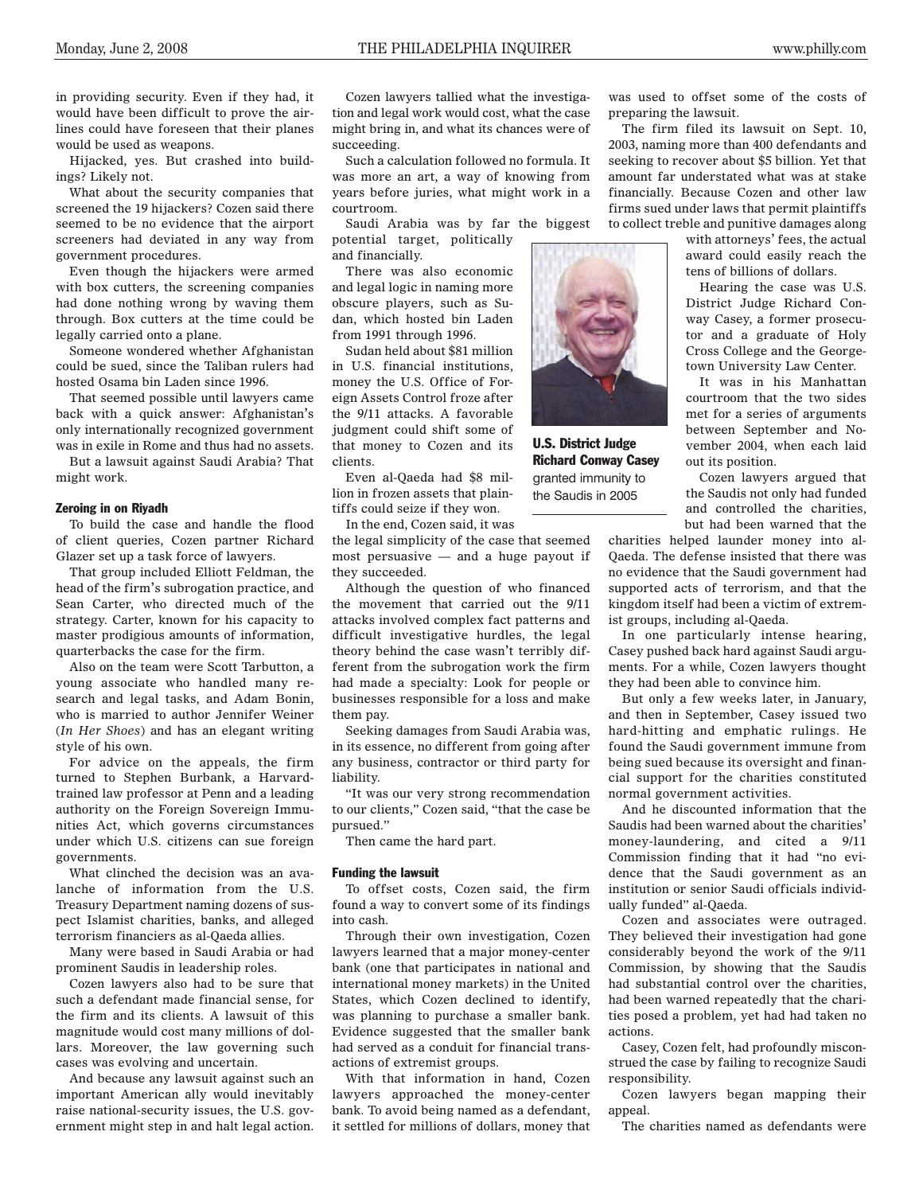in providing security. Even if they had, it would have been difficult to prove the airlines could have foreseen that their planes would be used as weapons.

Hijacked, yes. But crashed into buildings? Likely not.

What about the security companies that screened the 19 hijackers? Cozen said there seemed to be no evidence that the airport screeners had deviated in any way from government procedures.

Even though the hijackers were armed with box cutters, the screening companies had done nothing wrong by waving them through. Box cutters at the time could be legally carried onto a plane.

Someone wondered whether Afghanistan could be sued, since the Taliban rulers had hosted Osama bin Laden since 1996.

That seemed possible until lawyers came back with a quick answer: Afghanistan's only internationally recognized government was in exile in Rome and thus had no assets.

But a lawsuit against Saudi Arabia? That might work.

#### Zeroing in on Riyadh

To build the case and handle the flood of client queries, Cozen partner Richard Glazer set up a task force of lawyers.

That group included Elliott Feldman, the head of the firm's subrogation practice, and Sean Carter, who directed much of the strategy. Carter, known for his capacity to master prodigious amounts of information, quarterbacks the case for the firm.

Also on the team were Scott Tarbutton, a young associate who handled many research and legal tasks, and Adam Bonin, who is married to author Jennifer Weiner (*In Her Shoes*) and has an elegant writing style of his own.

For advice on the appeals, the firm turned to Stephen Burbank, a Harvard-trained law professor at Penn and a leading authority on the Foreign Sovereign Immunities Act, which governs circumstances under which U.S. citizens can sue foreign governments.

What clinched the decision was an avalanche of information from the U.S. Treasury Department naming dozens of suspect Islamist charities, banks, and alleged terrorism financiers as al-Qaeda allies.

Many were based in Saudi Arabia or had prominent Saudis in leadership roles.

Cozen lawyers also had to be sure that such a defendant made financial sense, for the firm and its clients. A lawsuit of this magnitude would cost many millions of dollars. Moreover, the law governing such cases was evolving and uncertain.

And because any lawsuit against such an important American ally would inevitably raise national-security issues, the U.S. government might step in and halt legal action.

Cozen lawyers tallied what the investigation and legal work would cost, what the case might bring in, and what its chances were of succeeding.

Such a calculation followed no formula. It was more an art, a way of knowing from years before juries, what might work in a courtroom.

Saudi Arabia was by far the biggest potential target, politically and financially.

There was also economic and legal logic in naming more obscure players, such as Sudan, which hosted bin Laden from 1991 through 1996.

Sudan held about $81 million in U.S. financial institutions, money the U.S. Office of Foreign Assets Control froze after the 9/11 attacks. A favorable judgment could shift some of that money to Cozen and its clients.

Even al-Qaeda had $8 million in frozen assets that plaintiffs could seize if they won.

In the end, Cozen said, it was the legal simplicity of the case that seemed most persuasive — and a huge payout if they succeeded.

Although the question of who financed the movement that carried out the 9/11 attacks involved complex fact patterns and difficult investigative hurdles, the legal theory behind the case wasn't terribly different from the subrogation work the firm had made a specialty: Look for people or businesses responsible for a loss and make them pay.

Seeking damages from Saudi Arabia was, in its essence, no different from going after any business, contractor or third party for liability.

"It was our very strong recommendation to our clients," Cozen said, "that the case be pursued."

Then came the hard part.

#### Funding the lawsuit

To offset costs, Cozen said, the firm found a way to convert some of its findings into cash.

Through their own investigation, Cozen lawyers learned that a major money-center bank (one that participates in national and international money markets) in the United States, which Cozen declined to identify, was planning to purchase a smaller bank. Evidence suggested that the smaller bank had served as a conduit for financial transactions of extremist groups.

With that information in hand, Cozen lawyers approached the money-center bank. To avoid being named as a defendant, it settled for millions of dollars, money that was used to offset some of the costs of preparing the lawsuit.

The firm filed its lawsuit on Sept. 10, 2003, naming more than 400 defendants and seeking to recover about $5 billion. Yet that amount far understated what was at stake financially. Because Cozen and other law firms sued under laws that permit plaintiffs to collect treble and punitive damages along with attorneys' fees, the actual award could easily reach the tens of billions of dollars.

**U.S. District Judge Richard Conway Casey** granted immunity to the Saudis in 2005

Hearing the case was U.S. District Judge Richard Conway Casey, a former prosecutor and a graduate of Holy Cross College and the Georgetown University Law Center.

It was in his Manhattan courtroom that the two sides met for a series of arguments between September and November 2004, when each laid out its position.

Cozen lawyers argued that the Saudis not only had funded and controlled the charities, but had been warned that the charities helped launder money into al-Qaeda. The defense insisted that there was no evidence that the Saudi government had supported acts of terrorism, and that the kingdom itself had been a victim of extremist groups, including al-Qaeda.

In one particularly intense hearing, Casey pushed back hard against Saudi arguments. For a while, Cozen lawyers thought they had been able to convince him.

But only a few weeks later, in January, and then in September, Casey issued two hard-hitting and emphatic rulings. He found the Saudi government immune from being sued because its oversight and financial support for the charities constituted normal government activities.

And he discounted information that the Saudis had been warned about the charities' money-laundering, and cited a 9/11 Commission finding that it had "no evidence that the Saudi government as an institution or senior Saudi officials individually funded" al-Qaeda.

Cozen and associates were outraged. They believed their investigation had gone considerably beyond the work of the 9/11 Commission, by showing that the Saudis had substantial control over the charities, had been warned repeatedly that the charities posed a problem, yet had had taken no actions.

Casey, Cozen felt, had profoundly misconstrued the case by failing to recognize Saudi responsibility.

Cozen lawyers began mapping their appeal.

The charities named as defendants were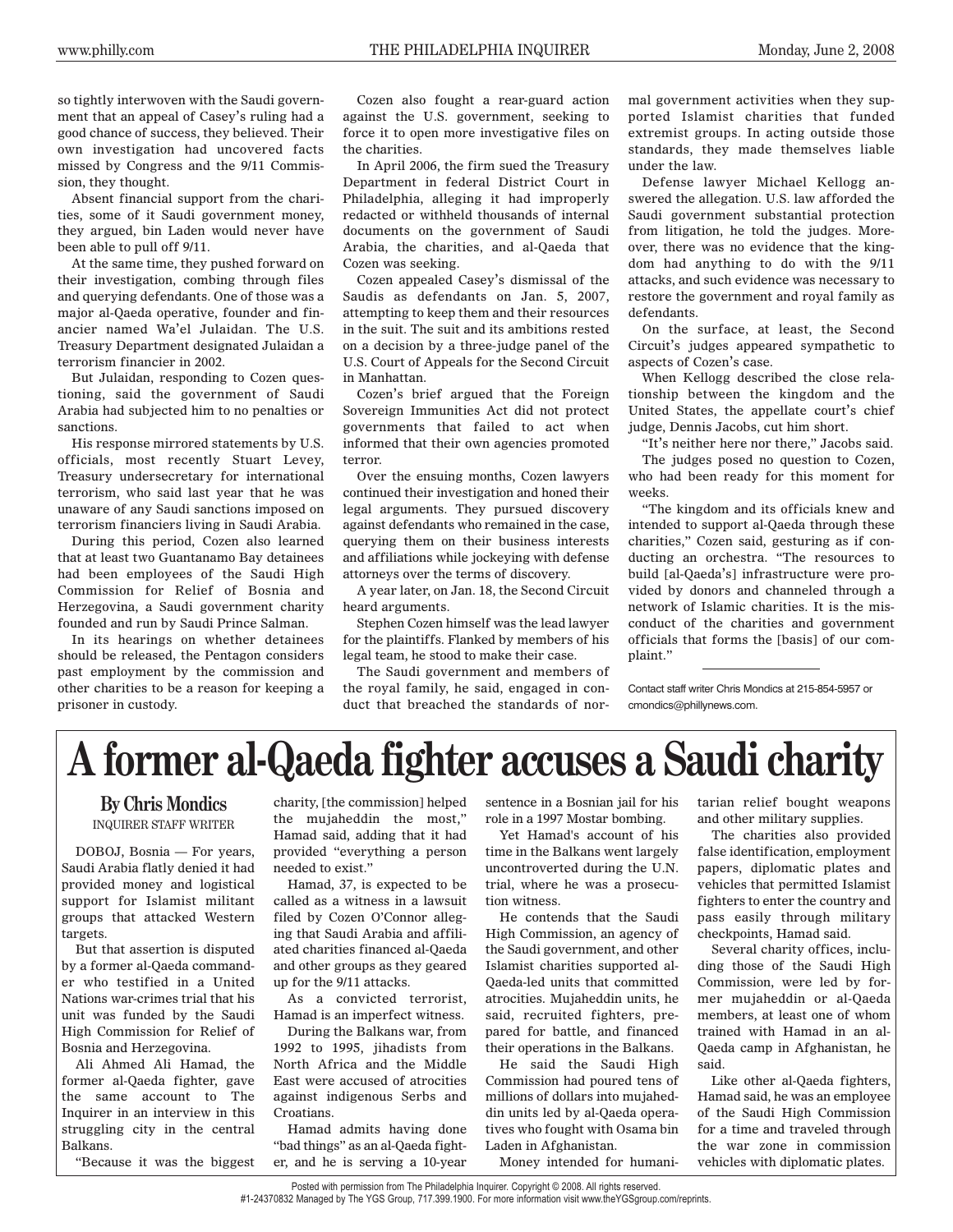so tightly interwoven with the Saudi government that an appeal of Casey's ruling had a good chance of success, they believed. Their own investigation had uncovered facts missed by Congress and the 9/11 Commission, they thought.

Absent financial support from the charities, some of it Saudi government money, they argued, bin Laden would never have been able to pull off 9/11.

At the same time, they pushed forward on their investigation, combing through files and querying defendants. One of those was a major al-Qaeda operative, founder and financier named Wa'el Julaidan. The U.S. Treasury Department designated Julaidan a terrorism financier in 2002.

But Julaidan, responding to Cozen questioning, said the government of Saudi Arabia had subjected him to no penalties or sanctions.

His response mirrored statements by U.S. officials, most recently Stuart Levey, Treasury undersecretary for international terrorism, who said last year that he was unaware of any Saudi sanctions imposed on terrorism financiers living in Saudi Arabia.

During this period, Cozen also learned that at least two Guantanamo Bay detainees had been employees of the Saudi High Commission for Relief of Bosnia and Herzegovina, a Saudi government charity founded and run by Saudi Prince Salman.

In its hearings on whether detainees should be released, the Pentagon considers past employment by the commission and other charities to be a reason for keeping a prisoner in custody.

Cozen also fought a rear-guard action against the U.S. government, seeking to force it to open more investigative files on the charities.

In April 2006, the firm sued the Treasury Department in federal District Court in Philadelphia, alleging it had improperly redacted or withheld thousands of internal documents on the government of Saudi Arabia, the charities, and al-Qaeda that Cozen was seeking.

Cozen appealed Casey's dismissal of the Saudis as defendants on Jan. 5, 2007, attempting to keep them and their resources in the suit. The suit and its ambitions rested on a decision by a three-judge panel of the U.S. Court of Appeals for the Second Circuit in Manhattan.

Cozen's brief argued that the Foreign Sovereign Immunities Act did not protect governments that failed to act when informed that their own agencies promoted terror.

Over the ensuing months, Cozen lawyers continued their investigation and honed their legal arguments. They pursued discovery against defendants who remained in the case, querying them on their business interests and affiliations while jockeying with defense attorneys over the terms of discovery.

A year later, on Jan. 18, the Second Circuit heard arguments.

Stephen Cozen himself was the lead lawyer for the plaintiffs. Flanked by members of his legal team, he stood to make their case.

The Saudi government and members of the royal family, he said, engaged in conduct that breached the standards of normal government activities when they supported Islamist charities that funded extremist groups. In acting outside those standards, they made themselves liable under the law.

Defense lawyer Michael Kellogg answered the allegation. U.S. law afforded the Saudi government substantial protection from litigation, he told the judges. Moreover, there was no evidence that the kingdom had anything to do with the 9/11 attacks, and such evidence was necessary to restore the government and royal family as defendants.

On the surface, at least, the Second Circuit's judges appeared sympathetic to aspects of Cozen's case.

When Kellogg described the close relationship between the kingdom and the United States, the appellate court's chief judge, Dennis Jacobs, cut him short.

"It's neither here nor there," Jacobs said.

The judges posed no question to Cozen, who had been ready for this moment for weeks.

"The kingdom and its officials knew and intended to support al-Qaeda through these charities," Cozen said, gesturing as if conducting an orchestra. "The resources to build [al-Qaeda's] infrastructure were provided by donors and channeled through a network of Islamic charities. It is the misconduct of the charities and government officials that forms the [basis] of our complaint."

Contact staff writer Chris Mondics at 215-854-5957 or cmondics@phillynews.com.

# A former al-Qaeda fighter accuses a Saudi charity

**By Chris Mondics**
INQUIRER STAFF WRITER

DOBOJ, Bosnia — For years, Saudi Arabia flatly denied it had provided money and logistical support for Islamist militant groups that attacked Western targets.

But that assertion is disputed by a former al-Qaeda commander who testified in a United Nations war-crimes trial that his unit was funded by the Saudi High Commission for Relief of Bosnia and Herzegovina.

Ali Ahmed Ali Hamad, the former al-Qaeda fighter, gave the same account to The Inquirer in an interview in this struggling city in the central Balkans.

"Because it was the biggest charity, [the commission] helped the mujaheddin the most," Hamad said, adding that it had provided "everything a person needed to exist."

Hamad, 37, is expected to be called as a witness in a lawsuit filed by Cozen O'Connor alleging that Saudi Arabia and affiliated charities financed al-Qaeda and other groups as they geared up for the 9/11 attacks.

As a convicted terrorist, Hamad is an imperfect witness.

During the Balkans war, from 1992 to 1995, jihadists from North Africa and the Middle East were accused of atrocities against indigenous Serbs and Croatians.

Hamad admits having done "bad things" as an al-Qaeda fighter, and he is serving a 10-year sentence in a Bosnian jail for his role in a 1997 Mostar bombing.

Yet Hamad's account of his time in the Balkans went largely uncontroverted during the U.N. trial, where he was a prosecution witness.

He contends that the Saudi High Commission, an agency of the Saudi government, and other Islamist charities supported al-Qaeda-led units that committed atrocities. Mujaheddin units, he said, recruited fighters, prepared for battle, and financed their operations in the Balkans.

He said the Saudi High Commission had poured tens of millions of dollars into mujaheddin units led by al-Qaeda operatives who fought with Osama bin Laden in Afghanistan.

Money intended for humanitarian relief bought weapons and other military supplies.

The charities also provided false identification, employment papers, diplomatic plates and vehicles that permitted Islamist fighters to enter the country and pass easily through military checkpoints, Hamad said.

Several charity offices, including those of the Saudi High Commission, were led by former mujaheddin or al-Qaeda members, at least one of whom trained with Hamad in an al-Qaeda camp in Afghanistan, he said.

Like other al-Qaeda fighters, Hamad said, he was an employee of the Saudi High Commission for a time and traveled through the war zone in commission vehicles with diplomatic plates.

Posted with permission from The Philadelphia Inquirer. Copyright © 2008. All rights reserved.
#1-24370832 Managed by The YGS Group, 717.399.1900. For more information visit www.theYGSgroup.com/reprints.